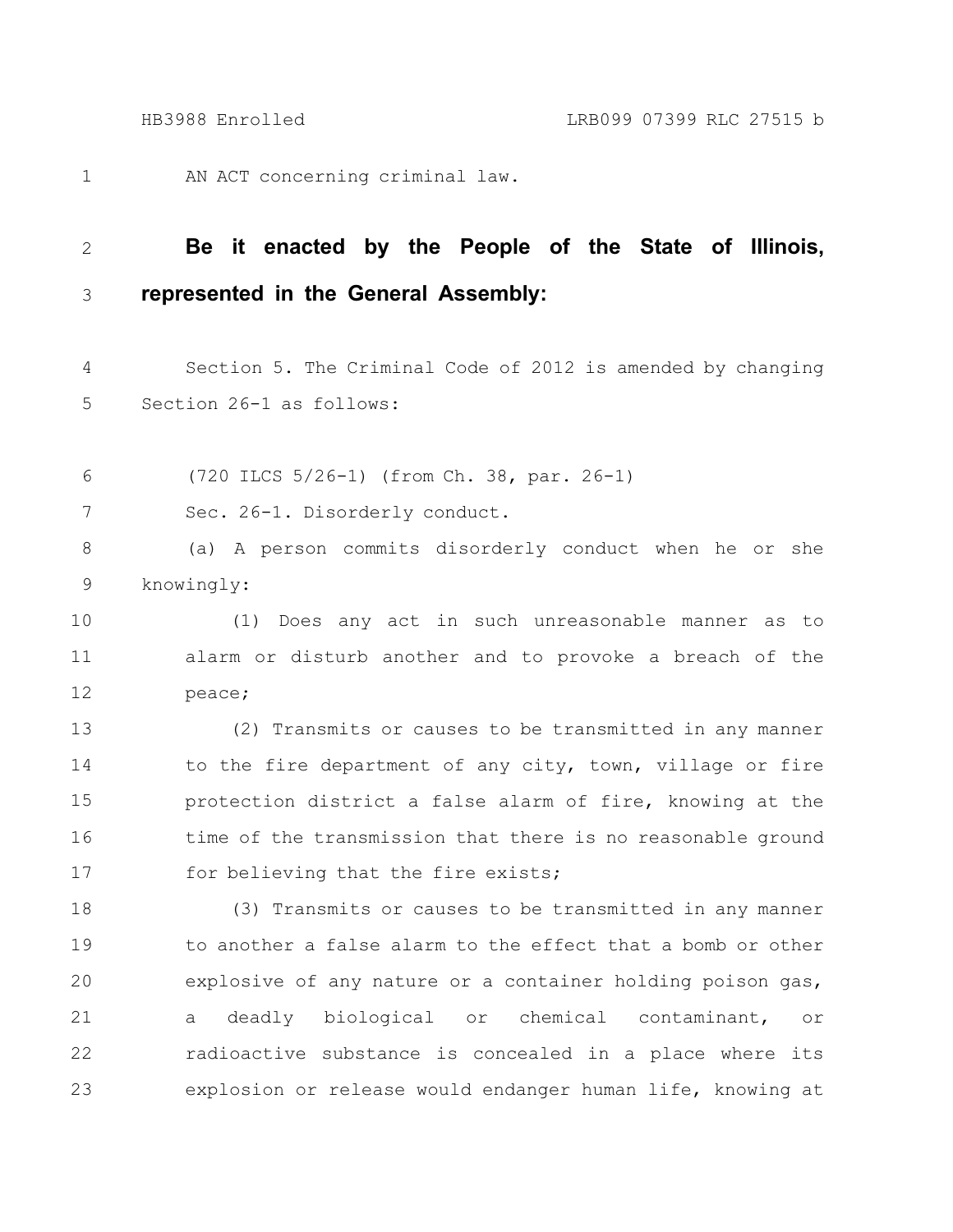AN ACT concerning criminal law.

**Be it enacted by the People of the State of Illinois, represented in the General Assembly:**

Section 5. The Criminal Code of 2012 is amended by changing Section 26-1 as follows:

(720 ILCS 5/26-1) (from Ch. 38, par. 26-1)

Sec. 26-1. Disorderly conduct.

(a) A person commits disorderly conduct when he or she knowingly:

(1) Does any act in such unreasonable manner as to alarm or disturb another and to provoke a breach of the peace;

(2) Transmits or causes to be transmitted in any manner to the fire department of any city, town, village or fire protection district a false alarm of fire, knowing at the time of the transmission that there is no reasonable ground for believing that the fire exists;

(3) Transmits or causes to be transmitted in any manner to another a false alarm to the effect that a bomb or other explosive of any nature or a container holding poison gas, a deadly biological or chemical contaminant, or radioactive substance is concealed in a place where its explosion or release would endanger human life, knowing at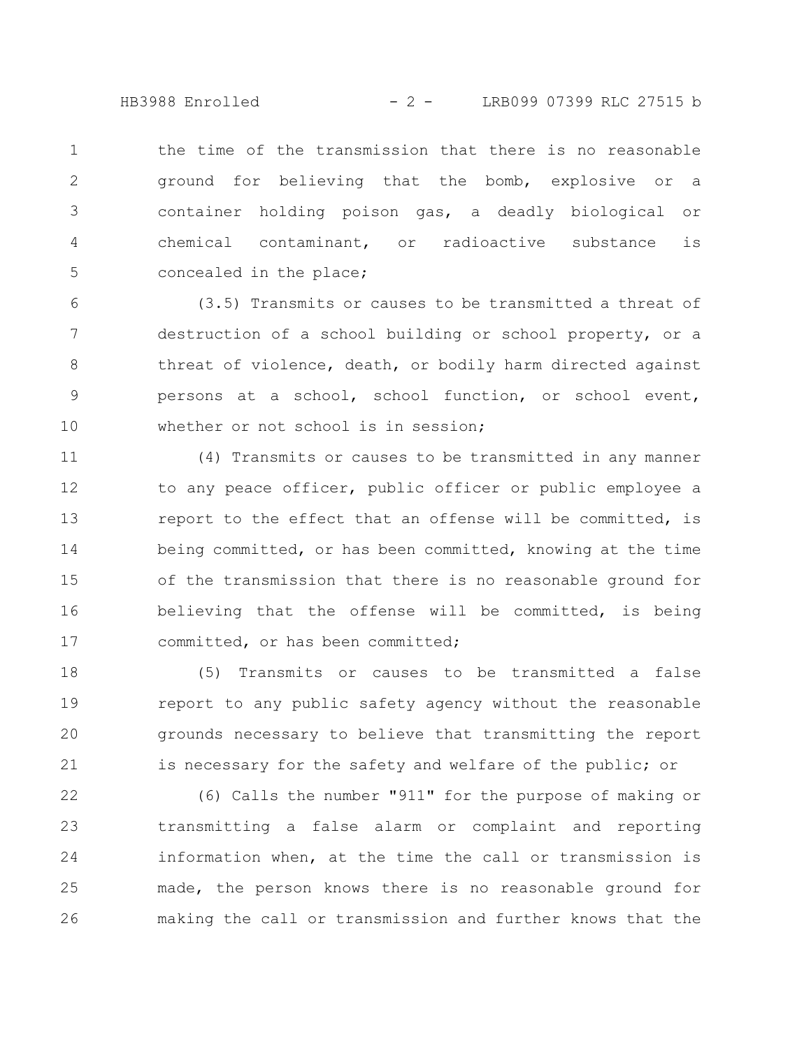the time of the transmission that there is no reasonable ground for believing that the bomb, explosive or a container holding poison gas, a deadly biological or chemical contaminant, or radioactive substance is concealed in the place;

(3.5) Transmits or causes to be transmitted a threat of destruction of a school building or school property, or a threat of violence, death, or bodily harm directed against persons at a school, school function, or school event, whether or not school is in session;

(4) Transmits or causes to be transmitted in any manner to any peace officer, public officer or public employee a report to the effect that an offense will be committed, is being committed, or has been committed, knowing at the time of the transmission that there is no reasonable ground for believing that the offense will be committed, is being committed, or has been committed;

(5) Transmits or causes to be transmitted a false report to any public safety agency without the reasonable grounds necessary to believe that transmitting the report is necessary for the safety and welfare of the public; or

(6) Calls the number "911" for the purpose of making or transmitting a false alarm or complaint and reporting information when, at the time the call or transmission is made, the person knows there is no reasonable ground for making the call or transmission and further knows that the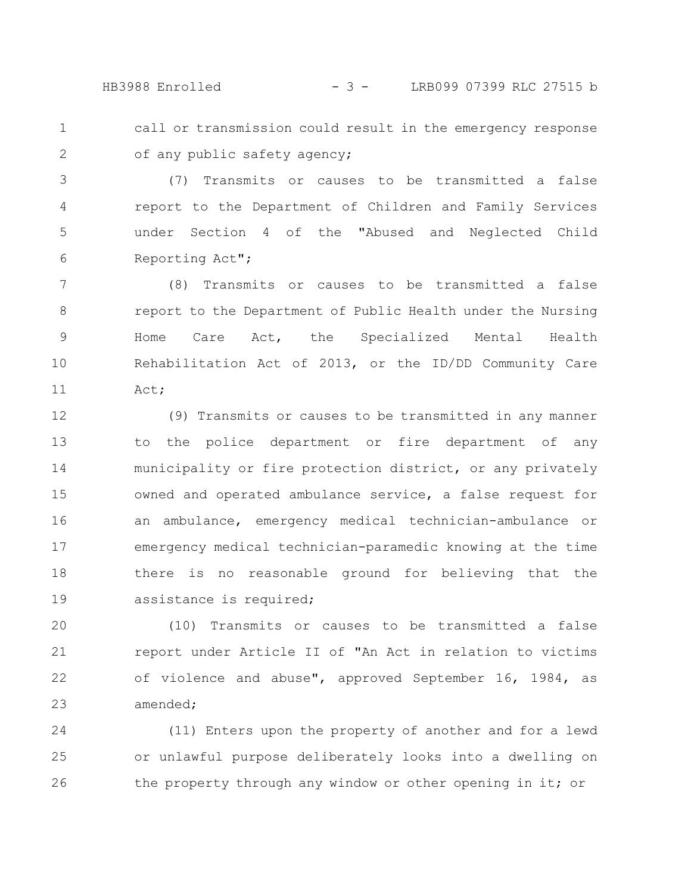call or transmission could result in the emergency response of any public safety agency;

(7) Transmits or causes to be transmitted a false report to the Department of Children and Family Services under Section 4 of the "Abused and Neglected Child Reporting Act";

(8) Transmits or causes to be transmitted a false report to the Department of Public Health under the Nursing Home Care Act, the Specialized Mental Health Rehabilitation Act of 2013, or the ID/DD Community Care Act;

(9) Transmits or causes to be transmitted in any manner to the police department or fire department of any municipality or fire protection district, or any privately owned and operated ambulance service, a false request for an ambulance, emergency medical technician-ambulance or emergency medical technician-paramedic knowing at the time there is no reasonable ground for believing that the assistance is required;

(10) Transmits or causes to be transmitted a false report under Article II of "An Act in relation to victims of violence and abuse", approved September 16, 1984, as amended;

(11) Enters upon the property of another and for a lewd or unlawful purpose deliberately looks into a dwelling on the property through any window or other opening in it; or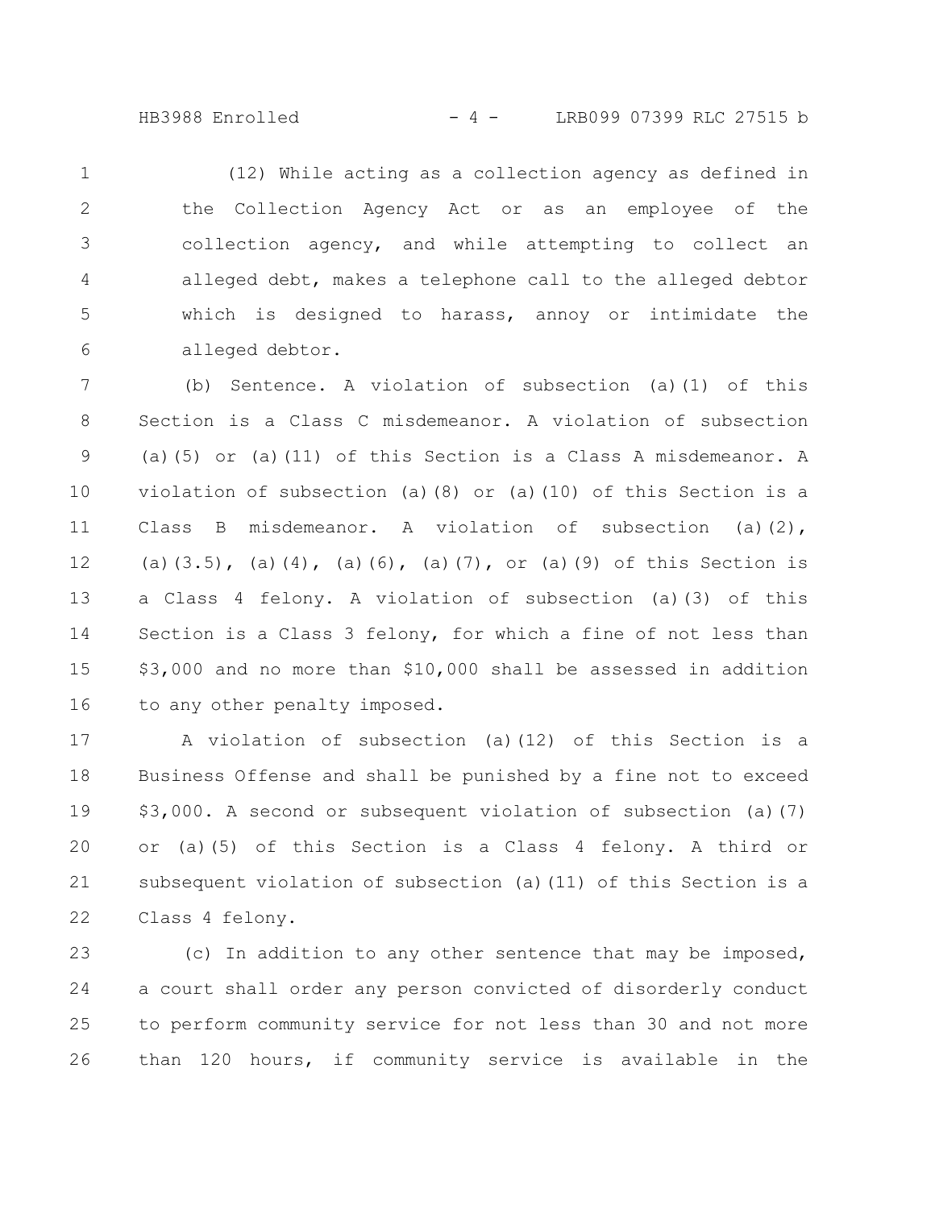(12) While acting as a collection agency as defined in the Collection Agency Act or as an employee of the collection agency, and while attempting to collect an alleged debt, makes a telephone call to the alleged debtor which is designed to harass, annoy or intimidate the alleged debtor.

(b) Sentence. A violation of subsection (a)(1) of this Section is a Class C misdemeanor. A violation of subsection (a)(5) or (a)(11) of this Section is a Class A misdemeanor. A violation of subsection (a)(8) or (a)(10) of this Section is a Class B misdemeanor. A violation of subsection (a)(2), (a)(3.5), (a)(4), (a)(6), (a)(7), or (a)(9) of this Section is a Class 4 felony. A violation of subsection (a)(3) of this Section is a Class 3 felony, for which a fine of not less than $3,000 and no more than $10,000 shall be assessed in addition to any other penalty imposed.

A violation of subsection (a)(12) of this Section is a Business Offense and shall be punished by a fine not to exceed $3,000. A second or subsequent violation of subsection (a)(7) or (a)(5) of this Section is a Class 4 felony. A third or subsequent violation of subsection (a)(11) of this Section is a Class 4 felony.

(c) In addition to any other sentence that may be imposed, a court shall order any person convicted of disorderly conduct to perform community service for not less than 30 and not more than 120 hours, if community service is available in the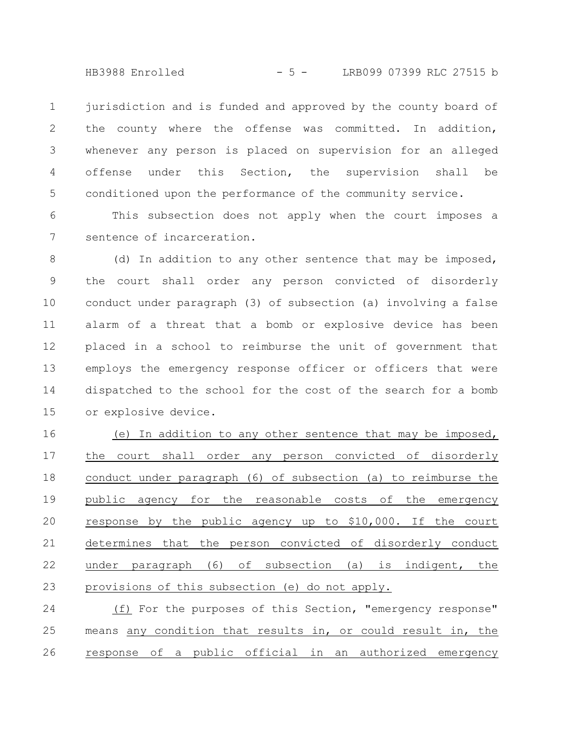jurisdiction and is funded and approved by the county board of the county where the offense was committed. In addition, whenever any person is placed on supervision for an alleged offense under this Section, the supervision shall be conditioned upon the performance of the community service.

This subsection does not apply when the court imposes a sentence of incarceration.

(d) In addition to any other sentence that may be imposed, the court shall order any person convicted of disorderly conduct under paragraph (3) of subsection (a) involving a false alarm of a threat that a bomb or explosive device has been placed in a school to reimburse the unit of government that employs the emergency response officer or officers that were dispatched to the school for the cost of the search for a bomb or explosive device.

(e) In addition to any other sentence that may be imposed, the court shall order any person convicted of disorderly conduct under paragraph (6) of subsection (a) to reimburse the public agency for the reasonable costs of the emergency response by the public agency up to $10,000. If the court determines that the person convicted of disorderly conduct under paragraph (6) of subsection (a) is indigent, the provisions of this subsection (e) do not apply.

(f) For the purposes of this Section, "emergency response" means any condition that results in, or could result in, the response of a public official in an authorized emergency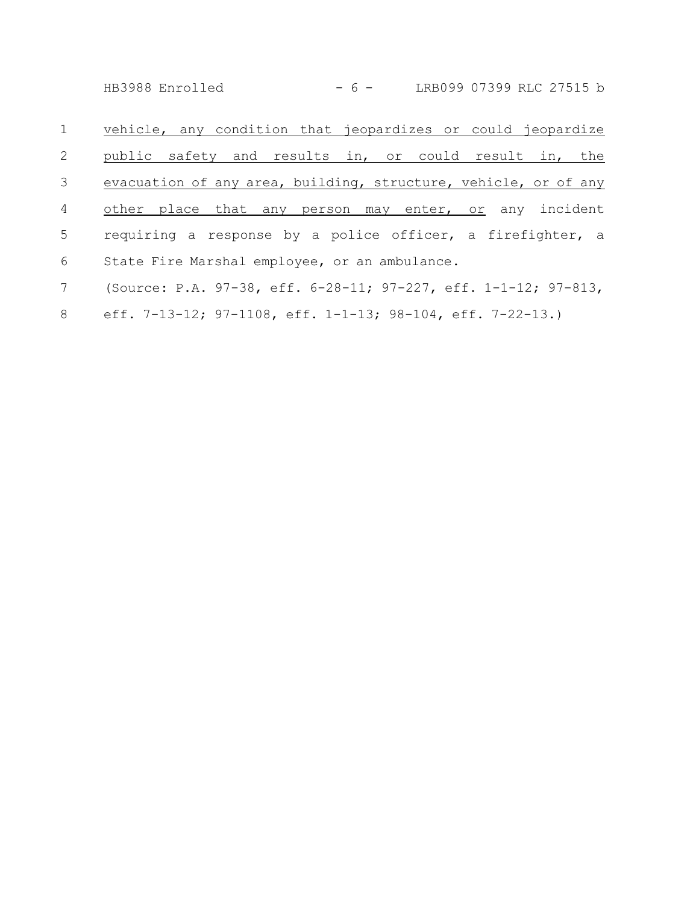vehicle, any condition that jeopardizes or could jeopardize public safety and results in, or could result in, the evacuation of any area, building, structure, vehicle, or of any other place that any person may enter, or any incident requiring a response by a police officer, a firefighter, a State Fire Marshal employee, or an ambulance.

(Source: P.A. 97-38, eff. 6-28-11; 97-227, eff. 1-1-12; 97-813, eff. 7-13-12; 97-1108, eff. 1-1-13; 98-104, eff. 7-22-13.)